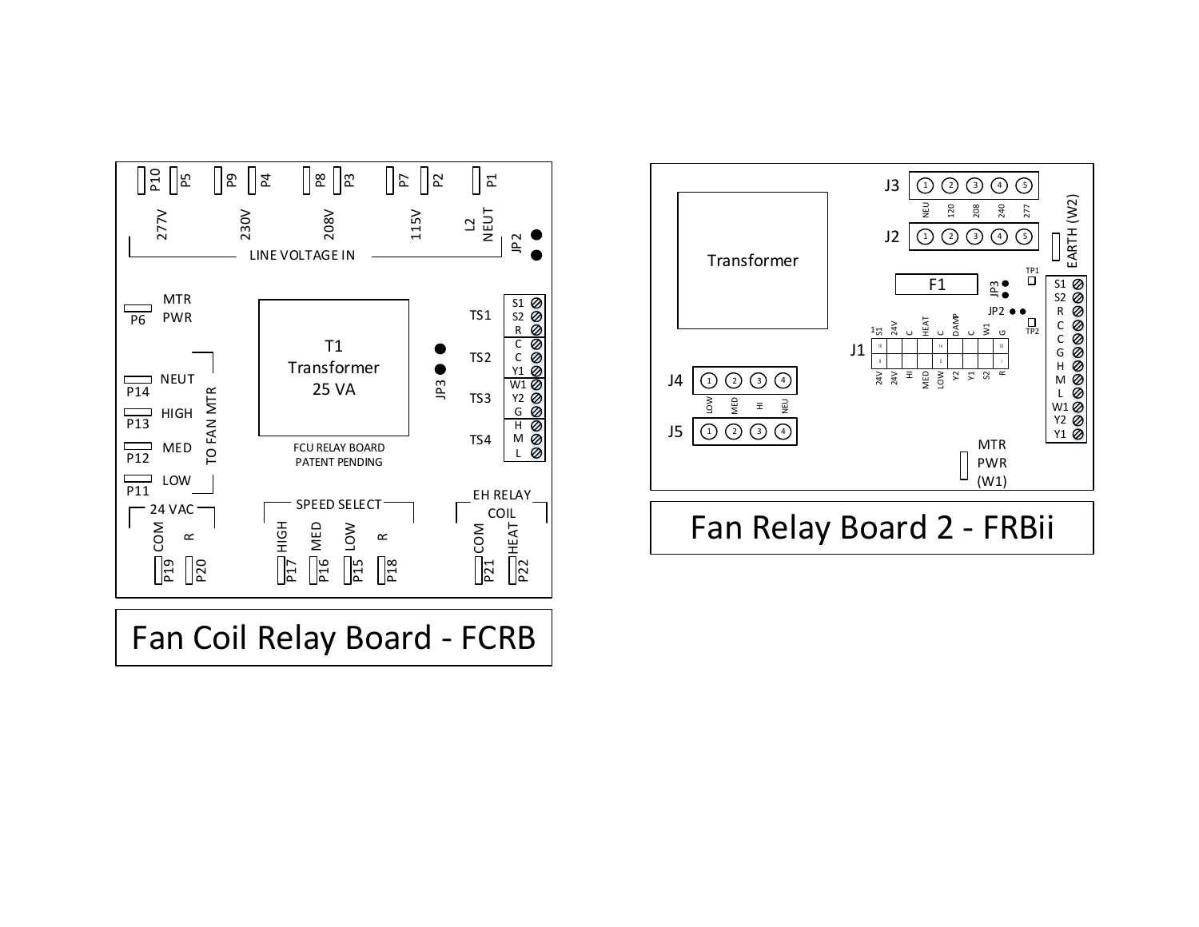## Fan Coil Relay Board - FCRB

**LINE VOLTAGE IN**

- P10, P5 — 277V
- P9, P4 — 230V
- P8, P3 — 208V
- P7, P2 — 115V
- P1 — L2 NEUT

JP2

P6 — MTR PWR

**TO FAN MTR**

- P14 — NEUT
- P13 — HIGH
- P12 — MED
- P11 — LOW

T1 Transformer 25 VA

FCU RELAY BOARD
PATENT PENDING

JP3

| Terminal Strip | Terminals |
| --- | --- |
| TS1 | S1, S2, R |
| TS2 | C, C, Y1 |
| TS3 | W1, Y2, G |
| TS4 | H, M, L |

**24 VAC**

- P19 — COM
- P20 — R

**SPEED SELECT**

- P17 — HIGH
- P16 — MED
- P15 — LOW
- P18 — R

**EH RELAY COIL**

- P21 — COM
- P22 — HEAT

## Fan Relay Board 2 - FRBii

Transformer

J3: 1 NEU, 2 120, 3 208, 4 240, 5 277

J2: 1, 2, 3, 4, 5

EARTH (W2)

F1

JP3, JP2, TP1, TP2

J1:

| S1 | 24V | C | HEAT | C | DAMP | C | W1 | G |
| --- | --- | --- | --- | --- | --- | --- | --- | --- |
| 24V | 24V | HI | MED | LOW | Y2 | Y1 | S2 | R |

J4: 1 LOW, 2 MED, 3 HI, 4 NEU

J5: 1, 2, 3, 4

Terminals: S1, S2, R, C, C, G, H, M, L, W1, Y2, Y1

MTR PWR (W1)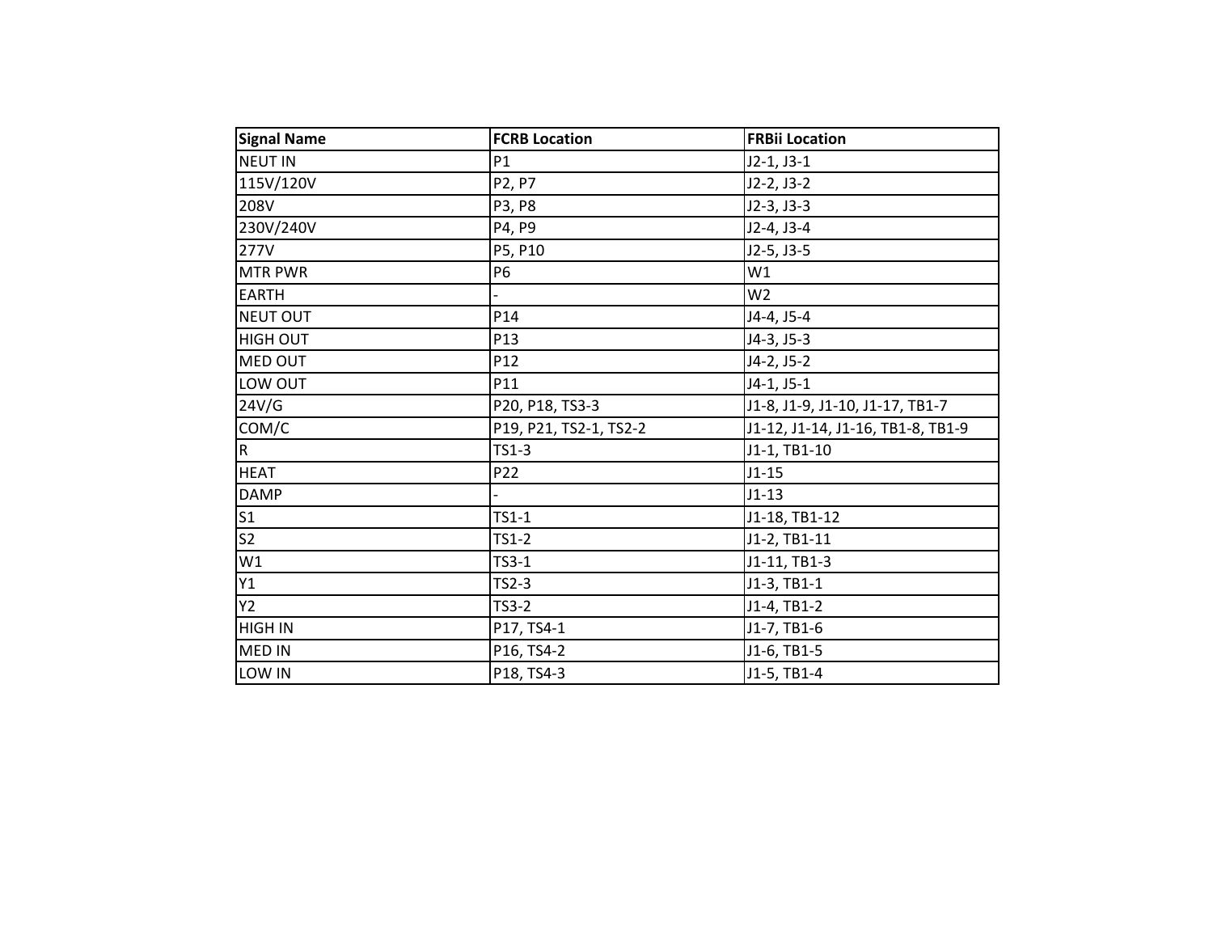| Signal Name | FCRB Location | FRBii Location |
| --- | --- | --- |
| NEUT IN | P1 | J2-1, J3-1 |
| 115V/120V | P2, P7 | J2-2, J3-2 |
| 208V | P3, P8 | J2-3, J3-3 |
| 230V/240V | P4, P9 | J2-4, J3-4 |
| 277V | P5, P10 | J2-5, J3-5 |
| MTR PWR | P6 | W1 |
| EARTH | - | W2 |
| NEUT OUT | P14 | J4-4, J5-4 |
| HIGH OUT | P13 | J4-3, J5-3 |
| MED OUT | P12 | J4-2, J5-2 |
| LOW OUT | P11 | J4-1, J5-1 |
| 24V/G | P20, P18, TS3-3 | J1-8, J1-9, J1-10, J1-17, TB1-7 |
| COM/C | P19, P21, TS2-1, TS2-2 | J1-12, J1-14, J1-16, TB1-8, TB1-9 |
| R | TS1-3 | J1-1, TB1-10 |
| HEAT | P22 | J1-15 |
| DAMP | - | J1-13 |
| S1 | TS1-1 | J1-18, TB1-12 |
| S2 | TS1-2 | J1-2, TB1-11 |
| W1 | TS3-1 | J1-11, TB1-3 |
| Y1 | TS2-3 | J1-3, TB1-1 |
| Y2 | TS3-2 | J1-4, TB1-2 |
| HIGH IN | P17, TS4-1 | J1-7, TB1-6 |
| MED IN | P16, TS4-2 | J1-6, TB1-5 |
| LOW IN | P18, TS4-3 | J1-5, TB1-4 |